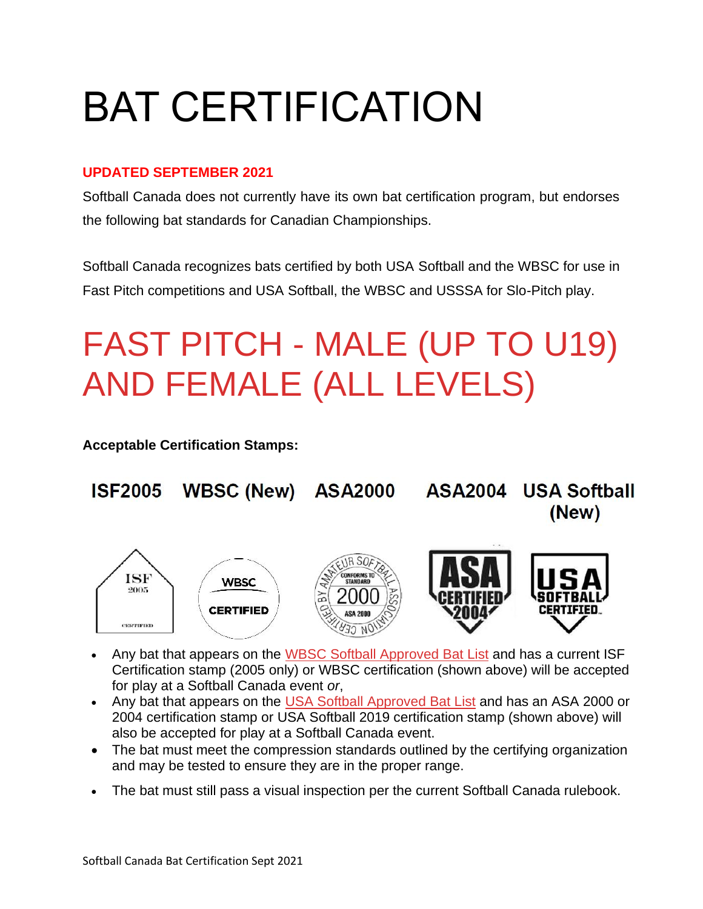# BAT CERTIFICATION

**UPDATED SEPTEMBER 2021**

Softball Canada does not currently have its own bat certification program, but endorses the following bat standards for Canadian Championships.

Softball Canada recognizes bats certified by both USA Softball and the WBSC for use in Fast Pitch competitions and USA Softball, the WBSC and USSSA for Slo-Pitch play.

# FAST PITCH - MALE (UP TO U19) AND FEMALE (ALL LEVELS)

**Acceptable Certification Stamps:**

**ISF2005 WBSC (New) ASA2000 ASA2004 USA Softball (New)**

- Any bat that appears on the WBSC Softball Approved Bat List and has a current ISF Certification stamp (2005 only) or WBSC certification (shown above) will be accepted for play at a Softball Canada event *or*,
- Any bat that appears on the USA Softball Approved Bat List and has an ASA 2000 or 2004 certification stamp or USA Softball 2019 certification stamp (shown above) will also be accepted for play at a Softball Canada event.
- The bat must meet the compression standards outlined by the certifying organization and may be tested to ensure they are in the proper range.
- The bat must still pass a visual inspection per the current Softball Canada rulebook.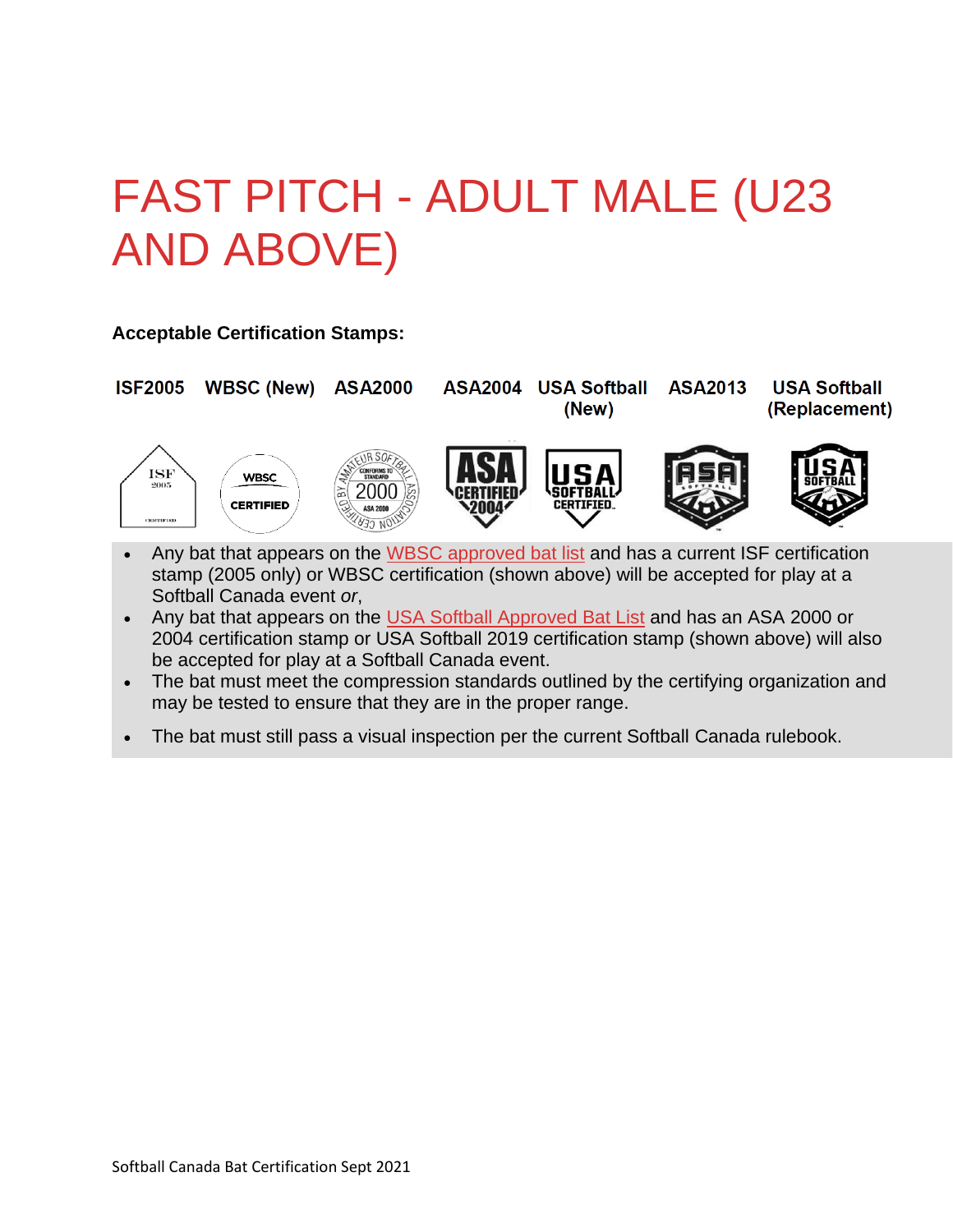# FAST PITCH - ADULT MALE (U23 AND ABOVE)

**Acceptable Certification Stamps:**

**ISF2005** **WBSC (New)** **ASA2000** **ASA2004** **USA Softball (New)** **ASA2013** **USA Softball (Replacement)**

- Any bat that appears on the WBSC approved bat list and has a current ISF certification stamp (2005 only) or WBSC certification (shown above) will be accepted for play at a Softball Canada event *or*,
- Any bat that appears on the USA Softball Approved Bat List and has an ASA 2000 or 2004 certification stamp or USA Softball 2019 certification stamp (shown above) will also be accepted for play at a Softball Canada event.
- The bat must meet the compression standards outlined by the certifying organization and may be tested to ensure that they are in the proper range.
- The bat must still pass a visual inspection per the current Softball Canada rulebook.